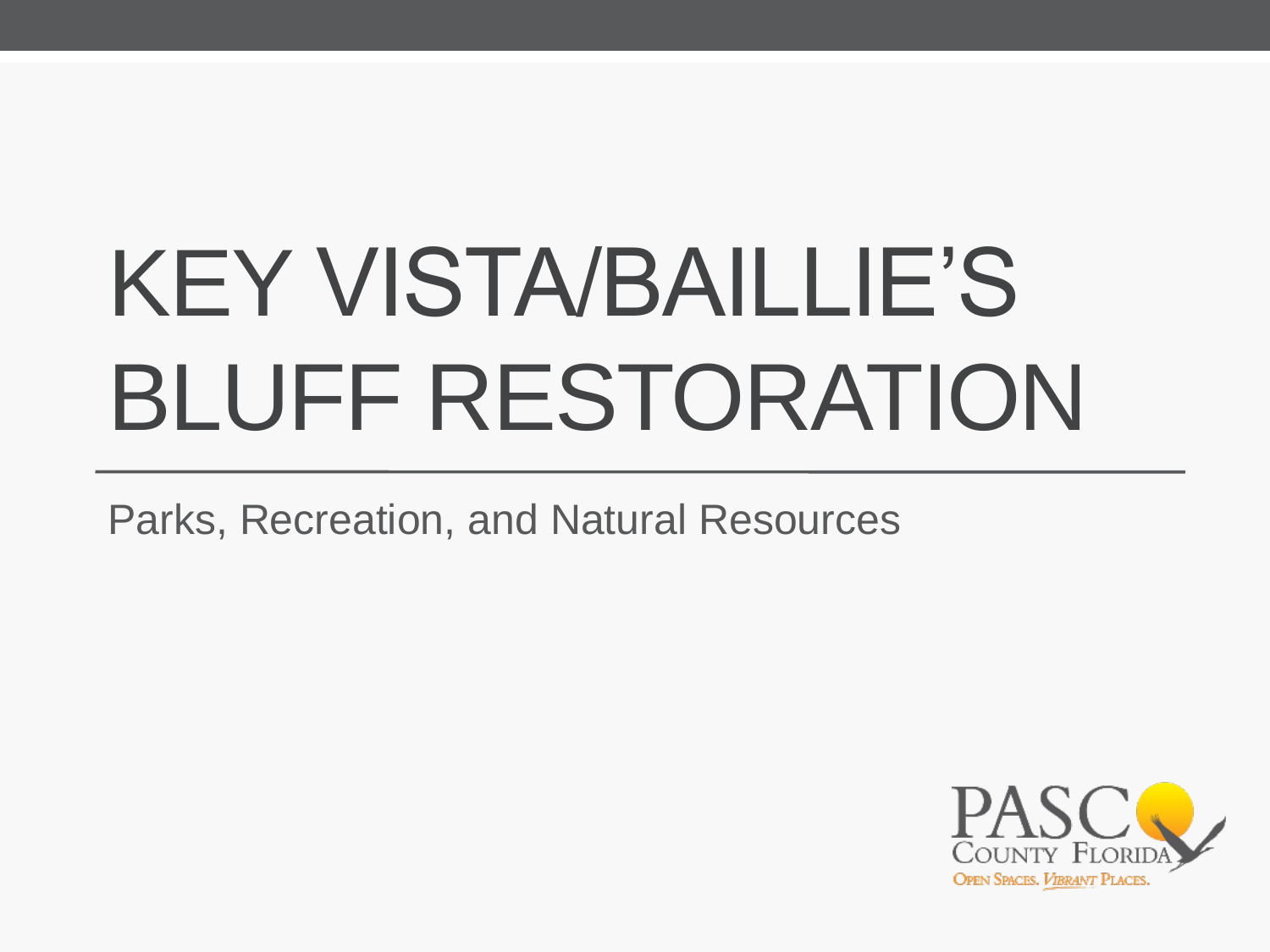# KEY VISTA/BAILLIE'S BLUFF RESTORATION

Parks, Recreation, and Natural Resources

PASCO COUNTY FLORIDA
OPEN SPACES. VIBRANT PLACES.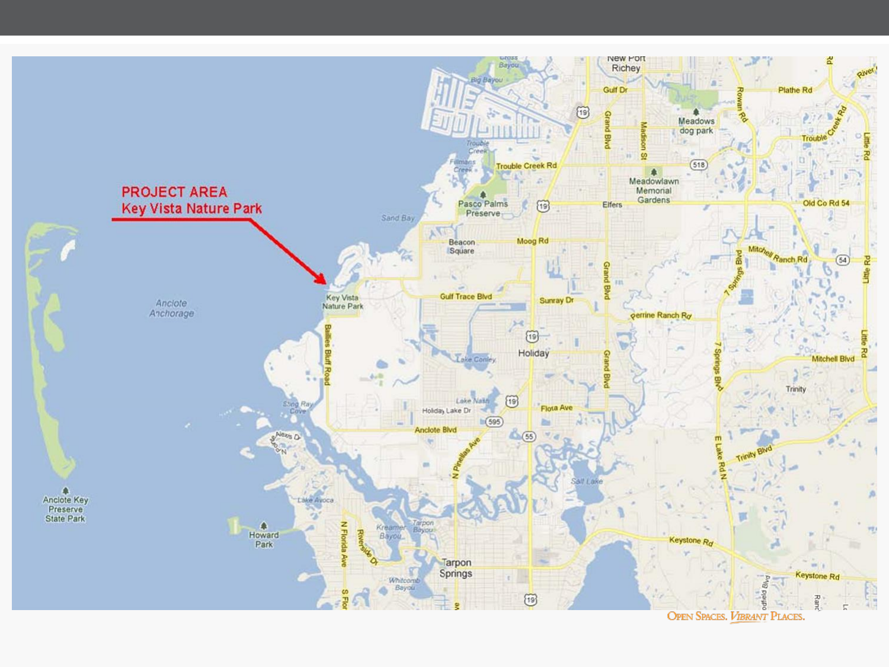**PROJECT AREA**
**Key Vista Nature Park**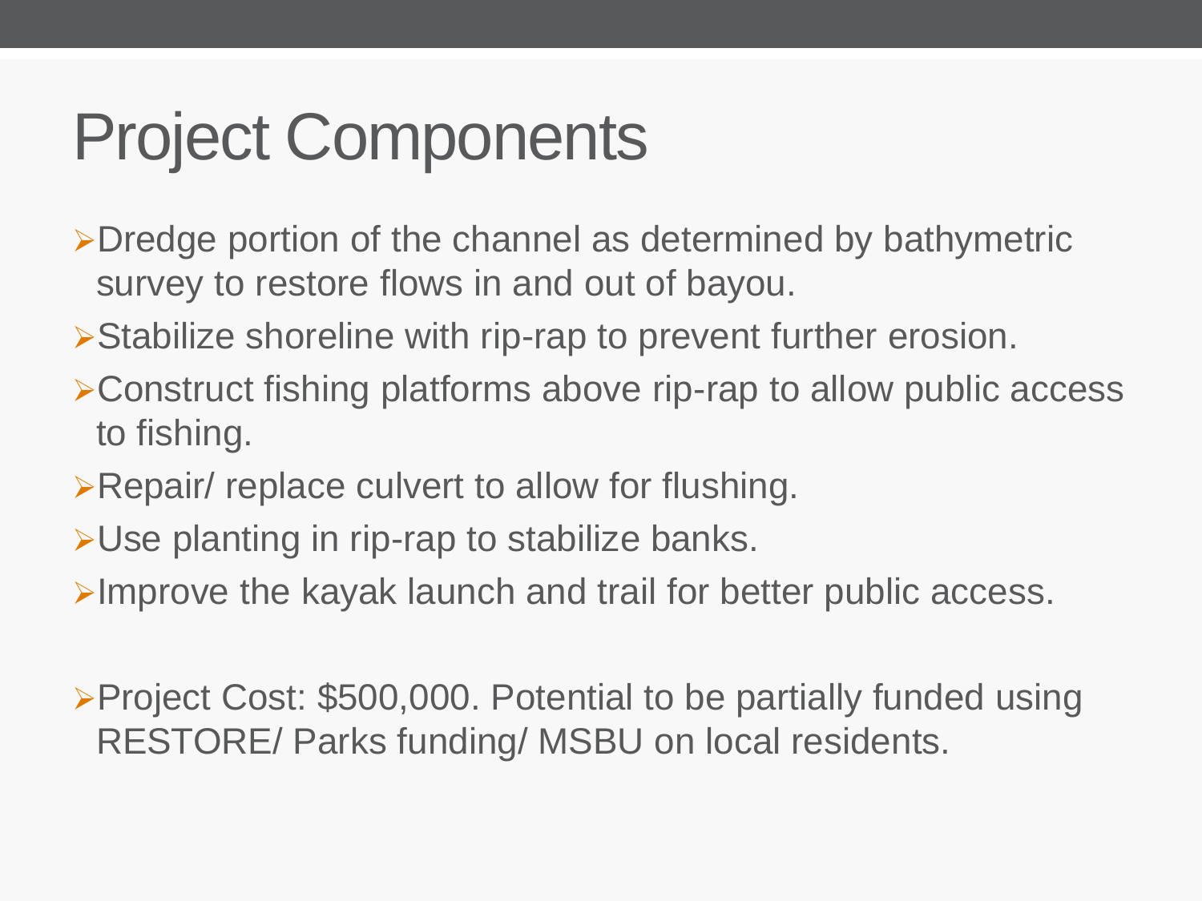# Project Components

- Dredge portion of the channel as determined by bathymetric survey to restore flows in and out of bayou.
- Stabilize shoreline with rip-rap to prevent further erosion.
- Construct fishing platforms above rip-rap to allow public access to fishing.
- Repair/ replace culvert to allow for flushing.
- Use planting in rip-rap to stabilize banks.
- Improve the kayak launch and trail for better public access.

- Project Cost: $500,000. Potential to be partially funded using RESTORE/ Parks funding/ MSBU on local residents.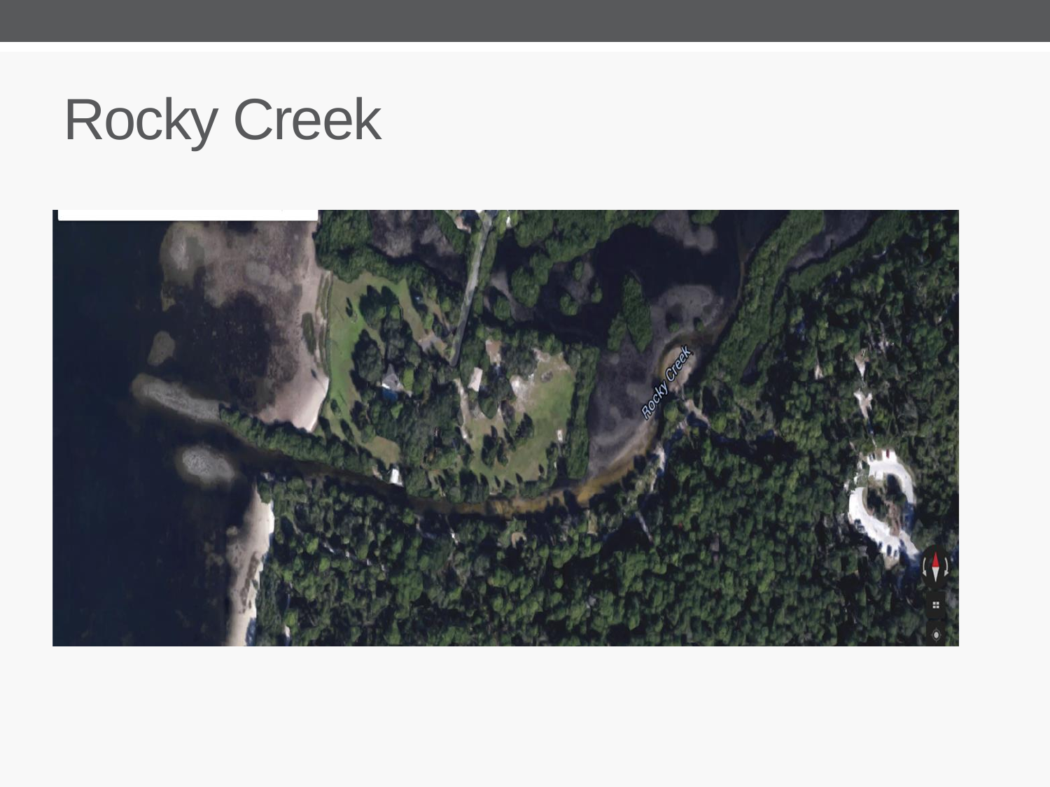# Rocky Creek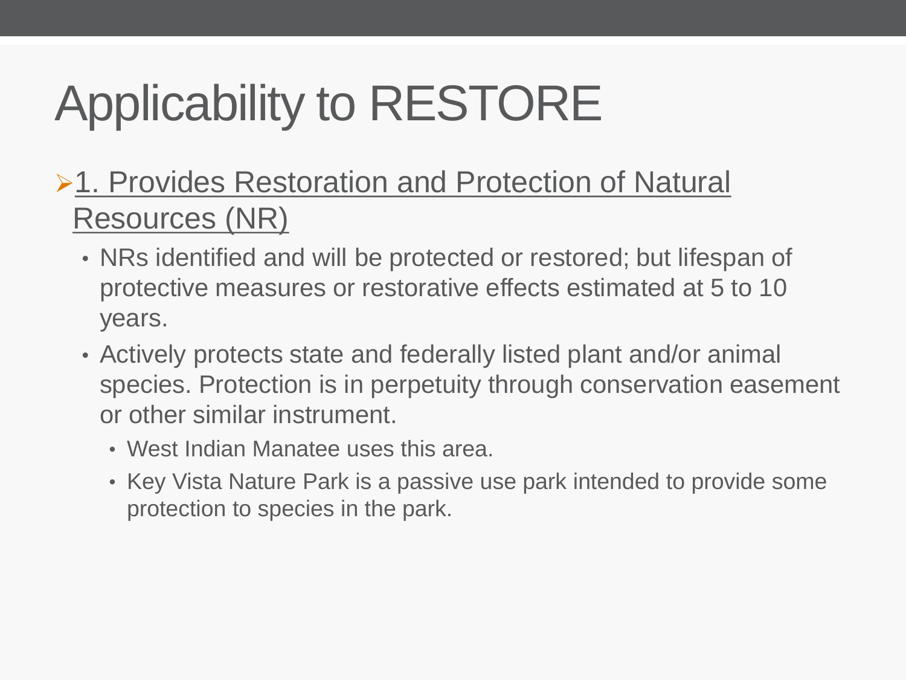# Applicability to RESTORE

- 1. Provides Restoration and Protection of Natural Resources (NR)
  - NRs identified and will be protected or restored; but lifespan of protective measures or restorative effects estimated at 5 to 10 years.
  - Actively protects state and federally listed plant and/or animal species. Protection is in perpetuity through conservation easement or other similar instrument.
    - West Indian Manatee uses this area.
    - Key Vista Nature Park is a passive use park intended to provide some protection to species in the park.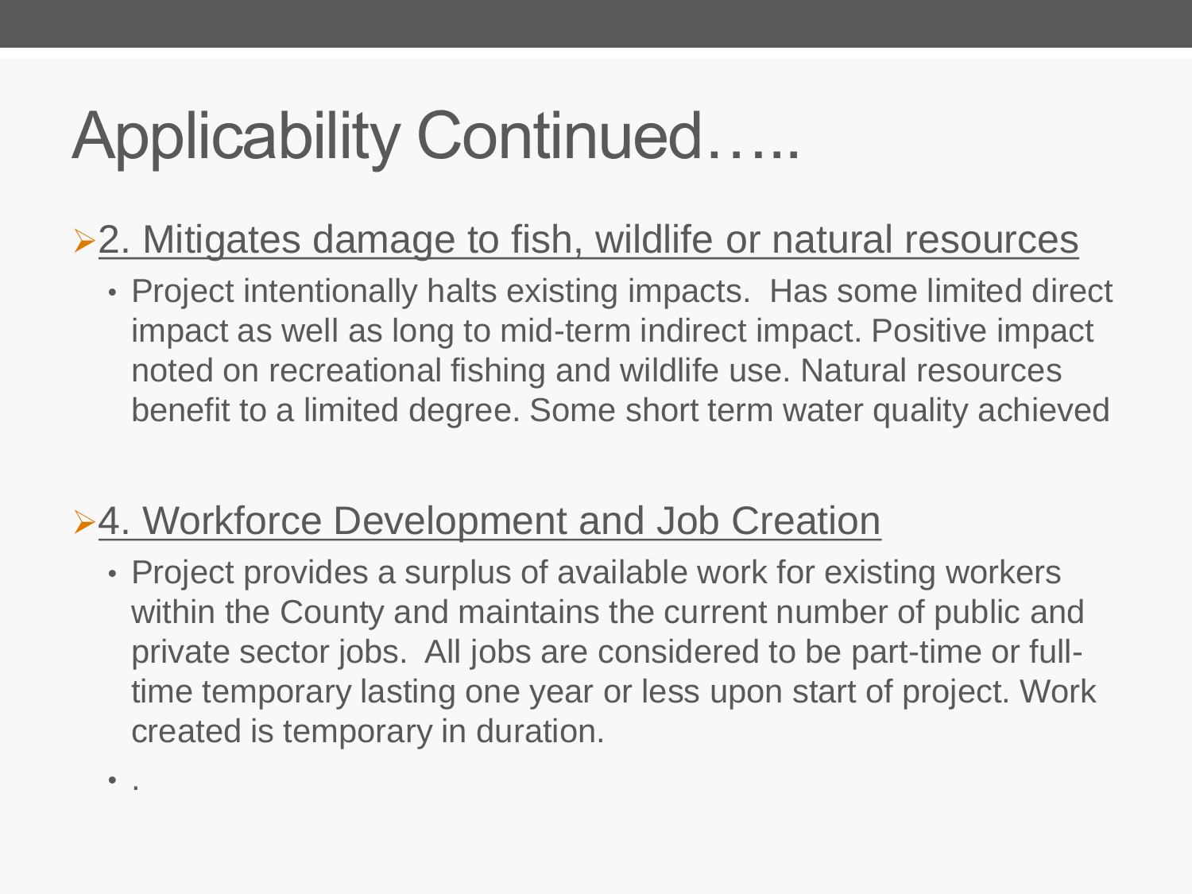# Applicability Continued…..

- <u>2. Mitigates damage to fish, wildlife or natural resources</u>
  - Project intentionally halts existing impacts.  Has some limited direct impact as well as long to mid-term indirect impact. Positive impact noted on recreational fishing and wildlife use. Natural resources benefit to a limited degree. Some short term water quality achieved

- <u>4. Workforce Development and Job Creation</u>
  - Project provides a surplus of available work for existing workers within the County and maintains the current number of public and private sector jobs.  All jobs are considered to be part-time or full-time temporary lasting one year or less upon start of project. Work created is temporary in duration.
  - .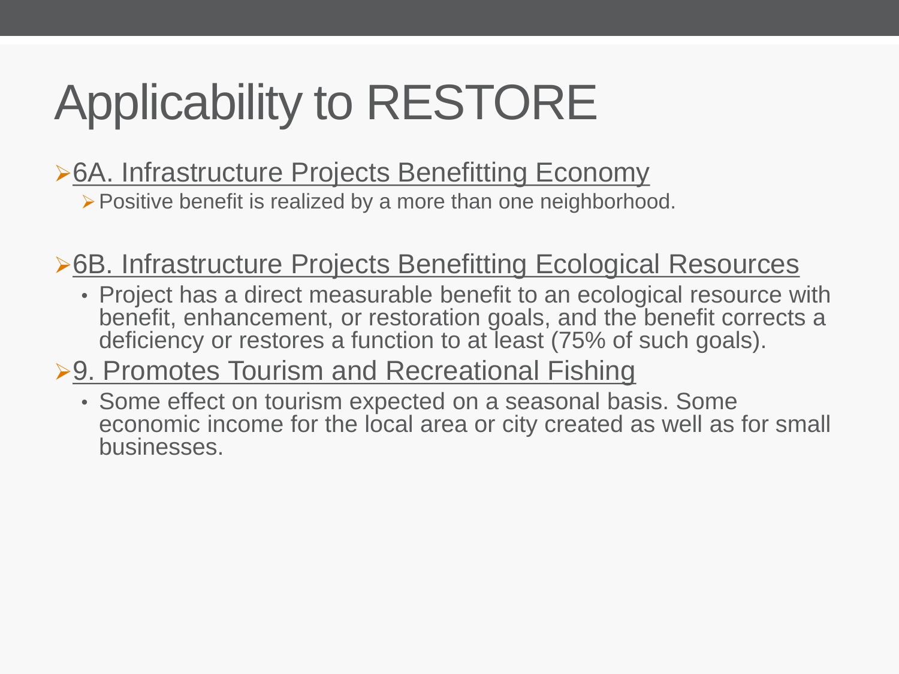# Applicability to RESTORE

- <u>6A. Infrastructure Projects Benefitting Economy</u>
  - Positive benefit is realized by a more than one neighborhood.

- <u>6B. Infrastructure Projects Benefitting Ecological Resources</u>
  - Project has a direct measurable benefit to an ecological resource with benefit, enhancement, or restoration goals, and the benefit corrects a deficiency or restores a function to at least (75% of such goals).
- <u>9. Promotes Tourism and Recreational Fishing</u>
  - Some effect on tourism expected on a seasonal basis. Some economic income for the local area or city created as well as for small businesses.